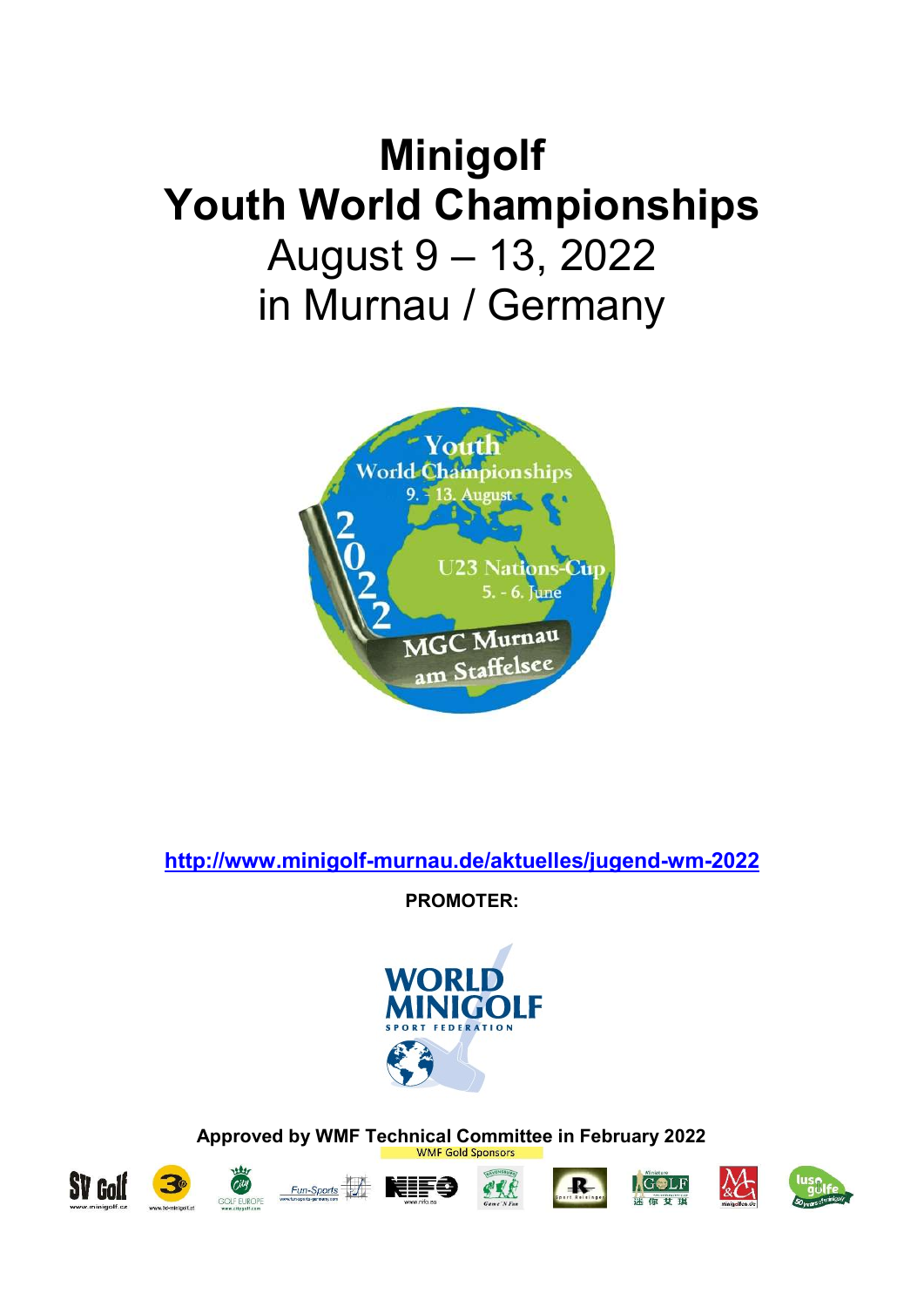# Minigolf
# Youth World Championships

August 9 – 13, 2022

in Murnau / Germany

http://www.minigolf-murnau.de/aktuelles/jugend-wm-2022

**PROMOTER:**

**Approved by WMF Technical Committee in February 2022**

WMF Gold Sponsors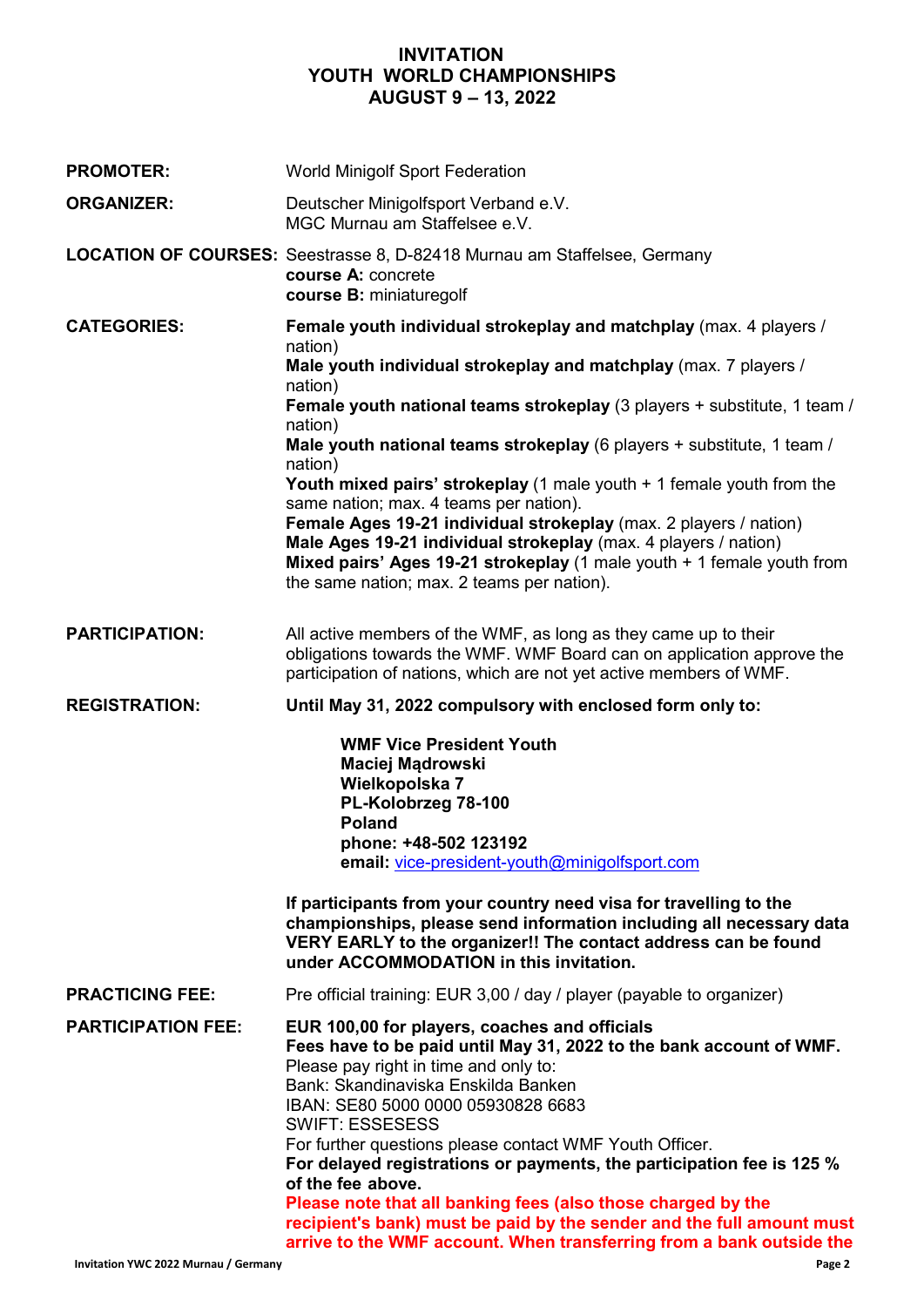# INVITATION
# YOUTH WORLD CHAMPIONSHIPS
# AUGUST 9 – 13, 2022

**PROMOTER:** World Minigolf Sport Federation

**ORGANIZER:** Deutscher Minigolfsport Verband e.V.
MGC Murnau am Staffelsee e.V.

**LOCATION OF COURSES:** Seestrasse 8, D-82418 Murnau am Staffelsee, Germany
**course A:** concrete
**course B:** miniaturegolf

**CATEGORIES:**

**Female youth individual strokeplay and matchplay** (max. 4 players / nation)
**Male youth individual strokeplay and matchplay** (max. 7 players / nation)
**Female youth national teams strokeplay** (3 players + substitute, 1 team / nation)
**Male youth national teams strokeplay** (6 players + substitute, 1 team / nation)
**Youth mixed pairs' strokeplay** (1 male youth + 1 female youth from the same nation; max. 4 teams per nation).
**Female Ages 19-21 individual strokeplay** (max. 2 players / nation)
**Male Ages 19-21 individual strokeplay** (max. 4 players / nation)
**Mixed pairs' Ages 19-21 strokeplay** (1 male youth + 1 female youth from the same nation; max. 2 teams per nation).

**PARTICIPATION:** All active members of the WMF, as long as they came up to their obligations towards the WMF. WMF Board can on application approve the participation of nations, which are not yet active members of WMF.

**REGISTRATION:** **Until May 31, 2022 compulsory with enclosed form only to:**

**WMF Vice President Youth**
**Maciej Mądrowski**
**Wielkopolska 7**
**PL-Kolobrzeg 78-100**
**Poland**
**phone: +48-502 123192**
**email:** vice-president-youth@minigolfsport.com

**If participants from your country need visa for travelling to the championships, please send information including all necessary data VERY EARLY to the organizer!! The contact address can be found under ACCOMMODATION in this invitation.**

**PRACTICING FEE:** Pre official training: EUR 3,00 / day / player (payable to organizer)

**PARTICIPATION FEE:** **EUR 100,00 for players, coaches and officials**
**Fees have to be paid until May 31, 2022 to the bank account of WMF.**
Please pay right in time and only to:
Bank: Skandinaviska Enskilda Banken
IBAN: SE80 5000 0000 05930828 6683
SWIFT: ESSESESS
For further questions please contact WMF Youth Officer.
**For delayed registrations or payments, the participation fee is 125 % of the fee above.**
**Please note that all banking fees (also those charged by the recipient's bank) must be paid by the sender and the full amount must arrive to the WMF account. When transferring from a bank outside the**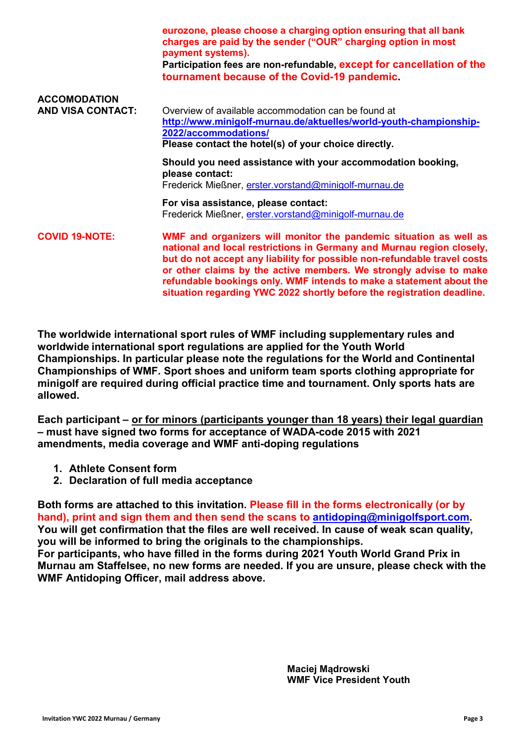**eurozone, please choose a charging option ensuring that all bank charges are paid by the sender ("OUR" charging option in most payment systems).**
**Participation fees are non-refundable, except for cancellation of the tournament because of the Covid-19 pandemic.**

**ACCOMODATION AND VISA CONTACT:**

Overview of available accommodation can be found at
**http://www.minigolf-murnau.de/aktuelles/world-youth-championship-2022/accommodations/**
**Please contact the hotel(s) of your choice directly.**

**Should you need assistance with your accommodation booking, please contact:**
Frederick Mießner, erster.vorstand@minigolf-murnau.de

**For visa assistance, please contact:**
Frederick Mießner, erster.vorstand@minigolf-murnau.de

**COVID 19-NOTE:**

**WMF and organizers will monitor the pandemic situation as well as national and local restrictions in Germany and Murnau region closely, but do not accept any liability for possible non-refundable travel costs or other claims by the active members. We strongly advise to make refundable bookings only. WMF intends to make a statement about the situation regarding YWC 2022 shortly before the registration deadline.**

**The worldwide international sport rules of WMF including supplementary rules and worldwide international sport regulations are applied for the Youth World Championships. In particular please note the regulations for the World and Continental Championships of WMF. Sport shoes and uniform team sports clothing appropriate for minigolf are required during official practice time and tournament. Only sports hats are allowed.**

**Each participant – or for minors (participants younger than 18 years) their legal guardian – must have signed two forms for acceptance of WADA-code 2015 with 2021 amendments, media coverage and WMF anti-doping regulations**

1. **Athlete Consent form**
2. **Declaration of full media acceptance**

**Both forms are attached to this invitation. Please fill in the forms electronically (or by hand), print and sign them and then send the scans to antidoping@minigolfsport.com. You will get confirmation that the files are well received. In cause of weak scan quality, you will be informed to bring the originals to the championships.**
**For participants, who have filled in the forms during 2021 Youth World Grand Prix in Murnau am Staffelsee, no new forms are needed. If you are unsure, please check with the WMF Antidoping Officer, mail address above.**

**Maciej Mądrowski**
**WMF Vice President Youth**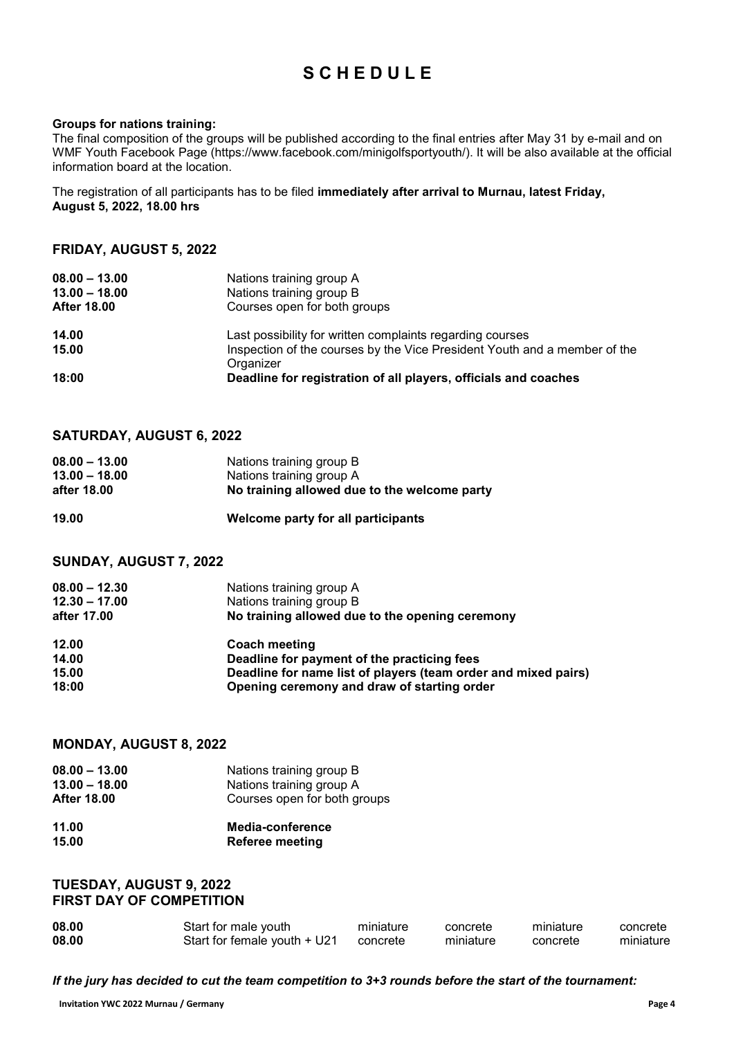# S C H E D U L E

**Groups for nations training:**
The final composition of the groups will be published according to the final entries after May 31 by e-mail and on WMF Youth Facebook Page (https://www.facebook.com/minigolfsportyouth/). It will be also available at the official information board at the location.

The registration of all participants has to be filed **immediately after arrival to Murnau, latest Friday, August 5, 2022, 18.00 hrs**

## FRIDAY, AUGUST 5, 2022

| | |
|---|---|
| **08.00 – 13.00** | Nations training group A |
| **13.00 – 18.00** | Nations training group B |
| **After 18.00** | Courses open for both groups |
| **14.00** | Last possibility for written complaints regarding courses |
| **15.00** | Inspection of the courses by the Vice President Youth and a member of the Organizer |
| **18:00** | **Deadline for registration of all players, officials and coaches** |

## SATURDAY, AUGUST 6, 2022

| | |
|---|---|
| **08.00 – 13.00** | Nations training group B |
| **13.00 – 18.00** | Nations training group A |
| **after 18.00** | **No training allowed due to the welcome party** |
| **19.00** | **Welcome party for all participants** |

## SUNDAY, AUGUST 7, 2022

| | |
|---|---|
| **08.00 – 12.30** | Nations training group A |
| **12.30 – 17.00** | Nations training group B |
| **after 17.00** | **No training allowed due to the opening ceremony** |
| **12.00** | **Coach meeting** |
| **14.00** | **Deadline for payment of the practicing fees** |
| **15.00** | **Deadline for name list of players (team order and mixed pairs)** |
| **18:00** | **Opening ceremony and draw of starting order** |

## MONDAY, AUGUST 8, 2022

| | |
|---|---|
| **08.00 – 13.00** | Nations training group B |
| **13.00 – 18.00** | Nations training group A |
| **After 18.00** | Courses open for both groups |
| **11.00** | **Media-conference** |
| **15.00** | **Referee meeting** |

## TUESDAY, AUGUST 9, 2022
## FIRST DAY OF COMPETITION

| | | | | | |
|---|---|---|---|---|---|
| **08.00** | Start for male youth | miniature | concrete | miniature | concrete |
| **08.00** | Start for female youth + U21 | concrete | miniature | concrete | miniature |

***If the jury has decided to cut the team competition to 3+3 rounds before the start of the tournament:***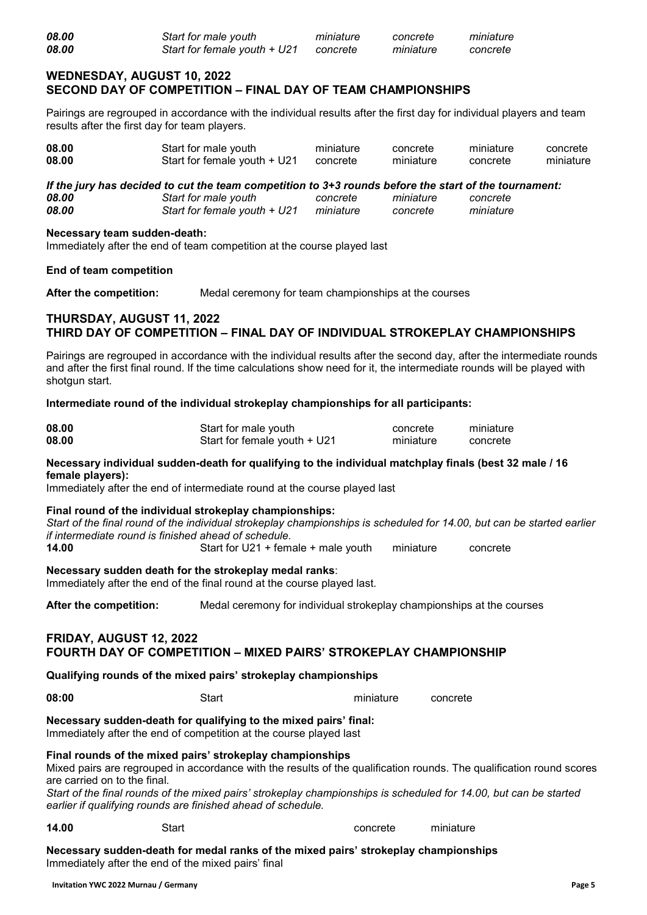| | | | | |
|---|---|---|---|---|
| ***08.00*** | *Start for male youth* | *miniature* | *concrete* | *miniature* |
| ***08.00*** | *Start for female youth + U21* | *concrete* | *miniature* | *concrete* |

## WEDNESDAY, AUGUST 10, 2022
## SECOND DAY OF COMPETITION – FINAL DAY OF TEAM CHAMPIONSHIPS

Pairings are regrouped in accordance with the individual results after the first day for individual players and team results after the first day for team players.

| | | | | | |
|---|---|---|---|---|---|
| **08.00** | Start for male youth | miniature | concrete | miniature | concrete |
| **08.00** | Start for female youth + U21 | concrete | miniature | concrete | miniature |

***If the jury has decided to cut the team competition to 3+3 rounds before the start of the tournament:***

| | | | | |
|---|---|---|---|---|
| ***08.00*** | *Start for male youth* | *concrete* | *miniature* | *concrete* |
| ***08.00*** | *Start for female youth + U21* | *miniature* | *concrete* | *miniature* |

**Necessary team sudden-death:**
Immediately after the end of team competition at the course played last

**End of team competition**

**After the competition:** Medal ceremony for team championships at the courses

## THURSDAY, AUGUST 11, 2022
## THIRD DAY OF COMPETITION – FINAL DAY OF INDIVIDUAL STROKEPLAY CHAMPIONSHIPS

Pairings are regrouped in accordance with the individual results after the second day, after the intermediate rounds and after the first final round. If the time calculations show need for it, the intermediate rounds will be played with shotgun start.

**Intermediate round of the individual strokeplay championships for all participants:**

| | | | |
|---|---|---|---|
| **08.00** | Start for male youth | concrete | miniature |
| **08.00** | Start for female youth + U21 | miniature | concrete |

**Necessary individual sudden-death for qualifying to the individual matchplay finals (best 32 male / 16 female players):**
Immediately after the end of intermediate round at the course played last

**Final round of the individual strokeplay championships:**
*Start of the final round of the individual strokeplay championships is scheduled for 14.00, but can be started earlier if intermediate round is finished ahead of schedule.*

| | | | |
|---|---|---|---|
| **14.00** | Start for U21 + female + male youth | miniature | concrete |

**Necessary sudden death for the strokeplay medal ranks**:
Immediately after the end of the final round at the course played last.

**After the competition:** Medal ceremony for individual strokeplay championships at the courses

## FRIDAY, AUGUST 12, 2022
## FOURTH DAY OF COMPETITION – MIXED PAIRS' STROKEPLAY CHAMPIONSHIP

**Qualifying rounds of the mixed pairs' strokeplay championships**

| | | | |
|---|---|---|---|
| **08:00** | Start | miniature | concrete |

**Necessary sudden-death for qualifying to the mixed pairs' final:**
Immediately after the end of competition at the course played last

**Final rounds of the mixed pairs' strokeplay championships**
Mixed pairs are regrouped in accordance with the results of the qualification rounds. The qualification round scores are carried on to the final.
*Start of the final rounds of the mixed pairs' strokeplay championships is scheduled for 14.00, but can be started earlier if qualifying rounds are finished ahead of schedule.*

| | | | |
|---|---|---|---|
| **14.00** | Start | concrete | miniature |

**Necessary sudden-death for medal ranks of the mixed pairs' strokeplay championships**
Immediately after the end of the mixed pairs' final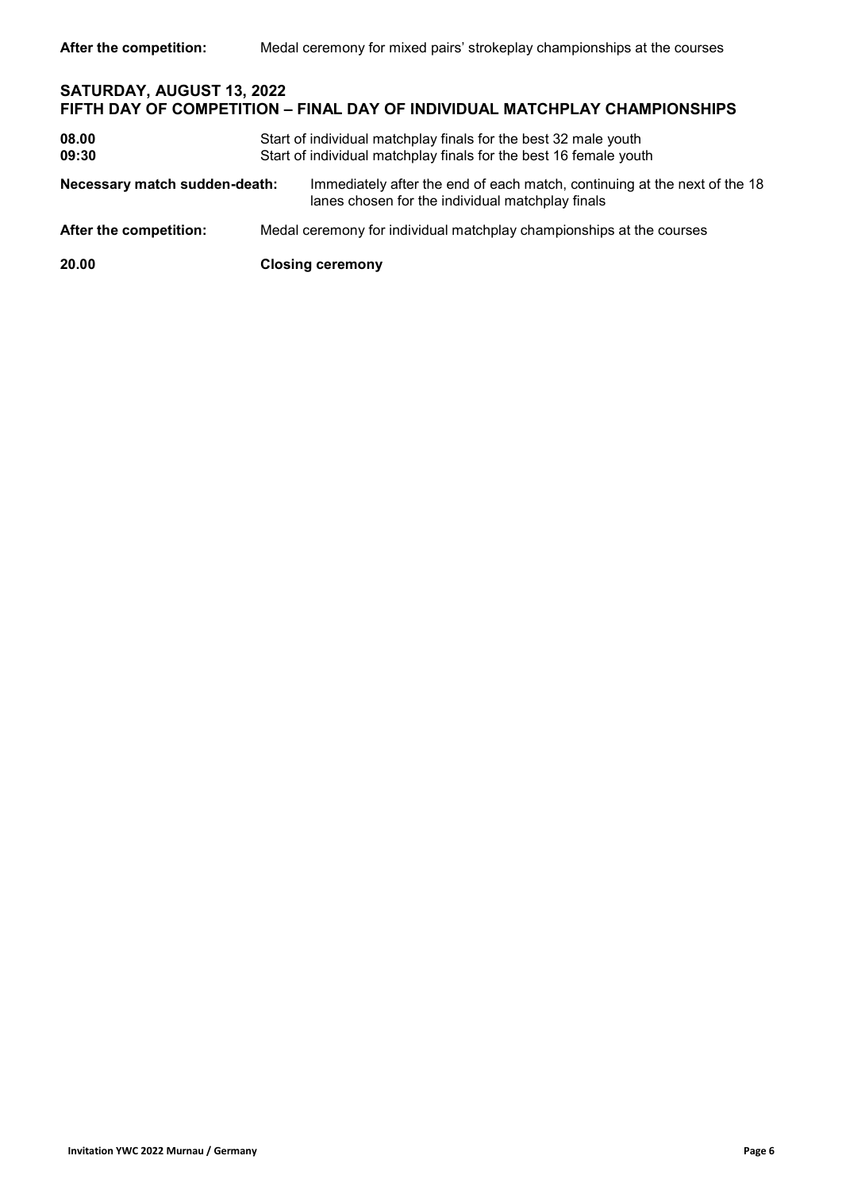**After the competition:** Medal ceremony for mixed pairs' strokeplay championships at the courses

## SATURDAY, AUGUST 13, 2022
## FIFTH DAY OF COMPETITION – FINAL DAY OF INDIVIDUAL MATCHPLAY CHAMPIONSHIPS

**08.00** Start of individual matchplay finals for the best 32 male youth
**09:30** Start of individual matchplay finals for the best 16 female youth

**Necessary match sudden-death:** Immediately after the end of each match, continuing at the next of the 18 lanes chosen for the individual matchplay finals

**After the competition:** Medal ceremony for individual matchplay championships at the courses

**20.00** **Closing ceremony**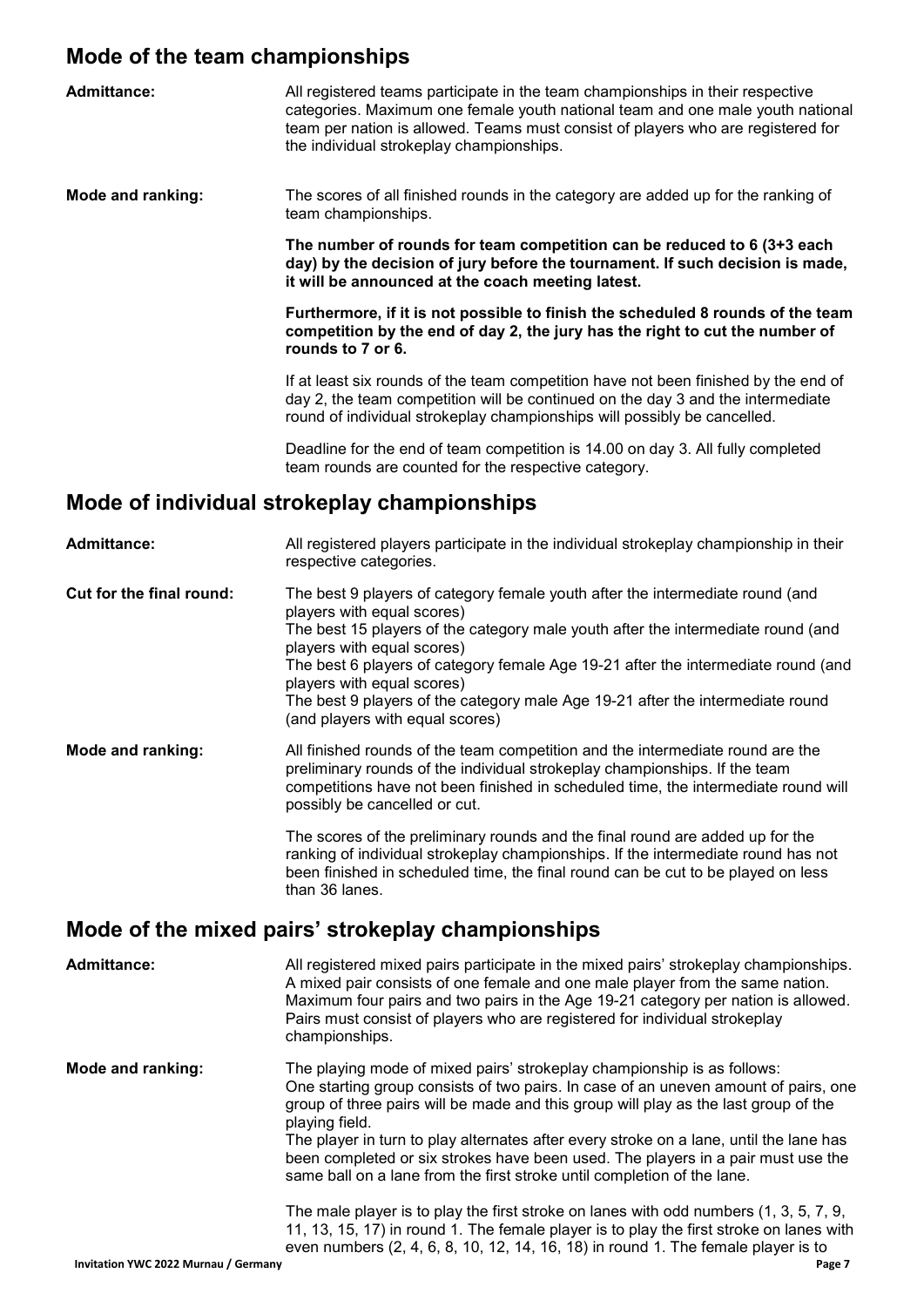## Mode of the team championships

**Admittance:** All registered teams participate in the team championships in their respective categories. Maximum one female youth national team and one male youth national team per nation is allowed. Teams must consist of players who are registered for the individual strokeplay championships.

**Mode and ranking:** The scores of all finished rounds in the category are added up for the ranking of team championships.

**The number of rounds for team competition can be reduced to 6 (3+3 each day) by the decision of jury before the tournament. If such decision is made, it will be announced at the coach meeting latest.**

**Furthermore, if it is not possible to finish the scheduled 8 rounds of the team competition by the end of day 2, the jury has the right to cut the number of rounds to 7 or 6.**

If at least six rounds of the team competition have not been finished by the end of day 2, the team competition will be continued on the day 3 and the intermediate round of individual strokeplay championships will possibly be cancelled.

Deadline for the end of team competition is 14.00 on day 3. All fully completed team rounds are counted for the respective category.

## Mode of individual strokeplay championships

**Admittance:** All registered players participate in the individual strokeplay championship in their respective categories.

**Cut for the final round:** The best 9 players of category female youth after the intermediate round (and players with equal scores)
The best 15 players of the category male youth after the intermediate round (and players with equal scores)
The best 6 players of category female Age 19-21 after the intermediate round (and players with equal scores)
The best 9 players of the category male Age 19-21 after the intermediate round (and players with equal scores)

**Mode and ranking:** All finished rounds of the team competition and the intermediate round are the preliminary rounds of the individual strokeplay championships. If the team competitions have not been finished in scheduled time, the intermediate round will possibly be cancelled or cut.

The scores of the preliminary rounds and the final round are added up for the ranking of individual strokeplay championships. If the intermediate round has not been finished in scheduled time, the final round can be cut to be played on less than 36 lanes.

## Mode of the mixed pairs' strokeplay championships

**Admittance:** All registered mixed pairs participate in the mixed pairs' strokeplay championships. A mixed pair consists of one female and one male player from the same nation. Maximum four pairs and two pairs in the Age 19-21 category per nation is allowed. Pairs must consist of players who are registered for individual strokeplay championships.

**Mode and ranking:** The playing mode of mixed pairs' strokeplay championship is as follows:
One starting group consists of two pairs. In case of an uneven amount of pairs, one group of three pairs will be made and this group will play as the last group of the playing field.
The player in turn to play alternates after every stroke on a lane, until the lane has been completed or six strokes have been used. The players in a pair must use the same ball on a lane from the first stroke until completion of the lane.

The male player is to play the first stroke on lanes with odd numbers (1, 3, 5, 7, 9, 11, 13, 15, 17) in round 1. The female player is to play the first stroke on lanes with even numbers (2, 4, 6, 8, 10, 12, 14, 16, 18) in round 1. The female player is to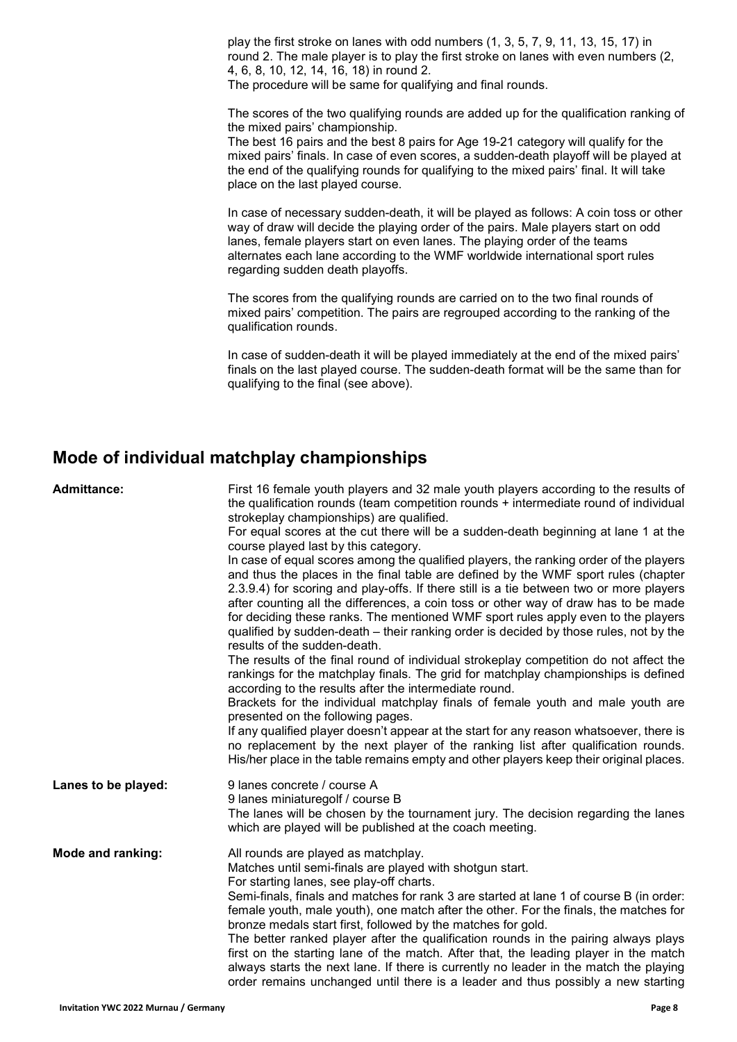play the first stroke on lanes with odd numbers (1, 3, 5, 7, 9, 11, 13, 15, 17) in round 2. The male player is to play the first stroke on lanes with even numbers (2, 4, 6, 8, 10, 12, 14, 16, 18) in round 2.
The procedure will be same for qualifying and final rounds.

The scores of the two qualifying rounds are added up for the qualification ranking of the mixed pairs' championship.
The best 16 pairs and the best 8 pairs for Age 19-21 category will qualify for the mixed pairs' finals. In case of even scores, a sudden-death playoff will be played at the end of the qualifying rounds for qualifying to the mixed pairs' final. It will take place on the last played course.

In case of necessary sudden-death, it will be played as follows: A coin toss or other way of draw will decide the playing order of the pairs. Male players start on odd lanes, female players start on even lanes. The playing order of the teams alternates each lane according to the WMF worldwide international sport rules regarding sudden death playoffs.

The scores from the qualifying rounds are carried on to the two final rounds of mixed pairs' competition. The pairs are regrouped according to the ranking of the qualification rounds.

In case of sudden-death it will be played immediately at the end of the mixed pairs' finals on the last played course. The sudden-death format will be the same than for qualifying to the final (see above).

## Mode of individual matchplay championships

**Admittance:**

First 16 female youth players and 32 male youth players according to the results of the qualification rounds (team competition rounds + intermediate round of individual strokeplay championships) are qualified.
For equal scores at the cut there will be a sudden-death beginning at lane 1 at the course played last by this category.
In case of equal scores among the qualified players, the ranking order of the players and thus the places in the final table are defined by the WMF sport rules (chapter 2.3.9.4) for scoring and play-offs. If there still is a tie between two or more players after counting all the differences, a coin toss or other way of draw has to be made for deciding these ranks. The mentioned WMF sport rules apply even to the players qualified by sudden-death – their ranking order is decided by those rules, not by the results of the sudden-death.
The results of the final round of individual strokeplay competition do not affect the rankings for the matchplay finals. The grid for matchplay championships is defined according to the results after the intermediate round.
Brackets for the individual matchplay finals of female youth and male youth are presented on the following pages.
If any qualified player doesn't appear at the start for any reason whatsoever, there is no replacement by the next player of the ranking list after qualification rounds. His/her place in the table remains empty and other players keep their original places.

**Lanes to be played:**

9 lanes concrete / course A
9 lanes miniaturegolf / course B
The lanes will be chosen by the tournament jury. The decision regarding the lanes which are played will be published at the coach meeting.

**Mode and ranking:**

All rounds are played as matchplay.
Matches until semi-finals are played with shotgun start.
For starting lanes, see play-off charts.
Semi-finals, finals and matches for rank 3 are started at lane 1 of course B (in order: female youth, male youth), one match after the other. For the finals, the matches for bronze medals start first, followed by the matches for gold.
The better ranked player after the qualification rounds in the pairing always plays first on the starting lane of the match. After that, the leading player in the match always starts the next lane. If there is currently no leader in the match the playing order remains unchanged until there is a leader and thus possibly a new starting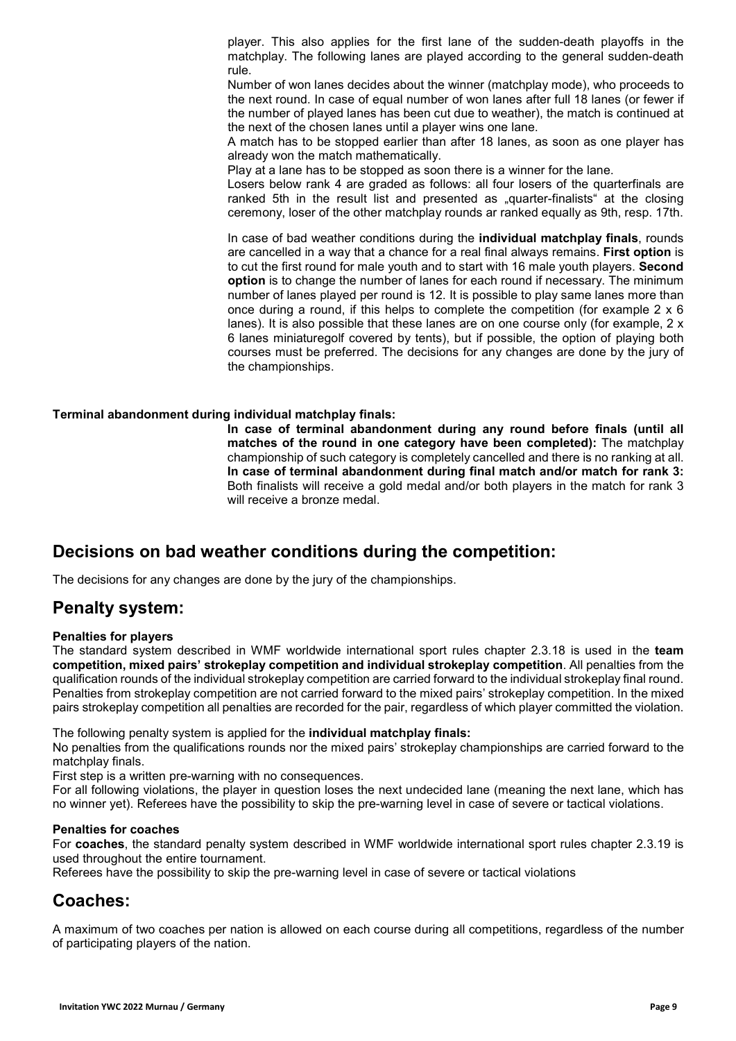player. This also applies for the first lane of the sudden-death playoffs in the matchplay. The following lanes are played according to the general sudden-death rule.

Number of won lanes decides about the winner (matchplay mode), who proceeds to the next round. In case of equal number of won lanes after full 18 lanes (or fewer if the number of played lanes has been cut due to weather), the match is continued at the next of the chosen lanes until a player wins one lane.

A match has to be stopped earlier than after 18 lanes, as soon as one player has already won the match mathematically.

Play at a lane has to be stopped as soon there is a winner for the lane.

Losers below rank 4 are graded as follows: all four losers of the quarterfinals are ranked 5th in the result list and presented as „quarter-finalists" at the closing ceremony, loser of the other matchplay rounds ar ranked equally as 9th, resp. 17th.

In case of bad weather conditions during the **individual matchplay finals**, rounds are cancelled in a way that a chance for a real final always remains. **First option** is to cut the first round for male youth and to start with 16 male youth players. **Second option** is to change the number of lanes for each round if necessary. The minimum number of lanes played per round is 12. It is possible to play same lanes more than once during a round, if this helps to complete the competition (for example 2 x 6 lanes). It is also possible that these lanes are on one course only (for example, 2 x 6 lanes miniaturegolf covered by tents), but if possible, the option of playing both courses must be preferred. The decisions for any changes are done by the jury of the championships.

**Terminal abandonment during individual matchplay finals:**

**In case of terminal abandonment during any round before finals (until all matches of the round in one category have been completed):** The matchplay championship of such category is completely cancelled and there is no ranking at all. **In case of terminal abandonment during final match and/or match for rank 3:** Both finalists will receive a gold medal and/or both players in the match for rank 3 will receive a bronze medal.

## Decisions on bad weather conditions during the competition:

The decisions for any changes are done by the jury of the championships.

## Penalty system:

**Penalties for players**

The standard system described in WMF worldwide international sport rules chapter 2.3.18 is used in the **team competition, mixed pairs' strokeplay competition and individual strokeplay competition**. All penalties from the qualification rounds of the individual strokeplay competition are carried forward to the individual strokeplay final round. Penalties from strokeplay competition are not carried forward to the mixed pairs' strokeplay competition. In the mixed pairs strokeplay competition all penalties are recorded for the pair, regardless of which player committed the violation.

The following penalty system is applied for the **individual matchplay finals:**

No penalties from the qualifications rounds nor the mixed pairs' strokeplay championships are carried forward to the matchplay finals.

First step is a written pre-warning with no consequences.

For all following violations, the player in question loses the next undecided lane (meaning the next lane, which has no winner yet). Referees have the possibility to skip the pre-warning level in case of severe or tactical violations.

**Penalties for coaches**

For **coaches**, the standard penalty system described in WMF worldwide international sport rules chapter 2.3.19 is used throughout the entire tournament.

Referees have the possibility to skip the pre-warning level in case of severe or tactical violations

## Coaches:

A maximum of two coaches per nation is allowed on each course during all competitions, regardless of the number of participating players of the nation.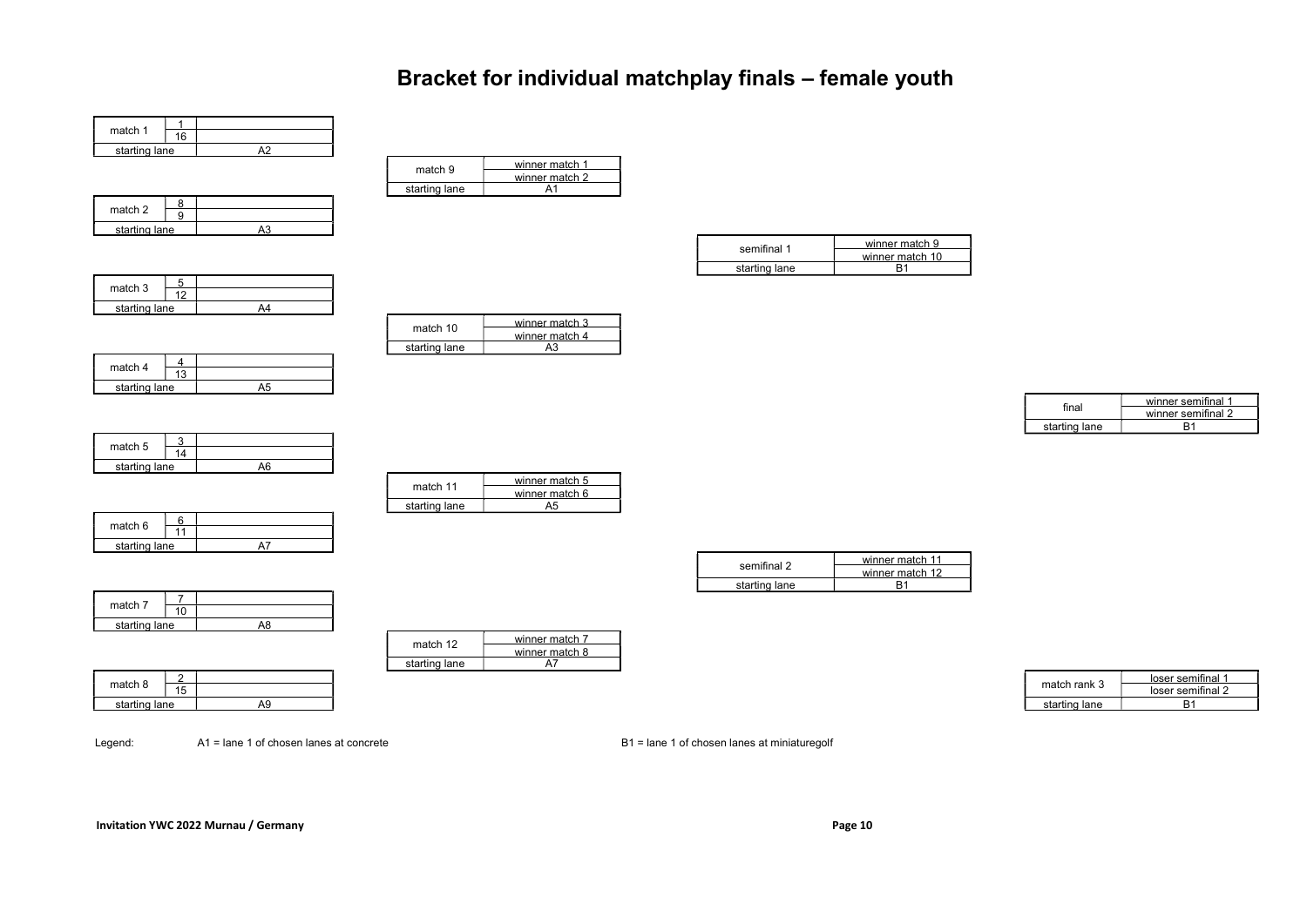# Bracket for individual matchplay finals – female youth

| match | seed | player |
|---|---|---|
| match 1 | 1 | |
| | 16 | |
| starting lane | | A2 |

| match | seed | player |
|---|---|---|
| match 2 | 8 | |
| | 9 | |
| starting lane | | A3 |

| match | seed | player |
|---|---|---|
| match 3 | 5 | |
| | 12 | |
| starting lane | | A4 |

| match | seed | player |
|---|---|---|
| match 4 | 4 | |
| | 13 | |
| starting lane | | A5 |

| match | seed | player |
|---|---|---|
| match 5 | 3 | |
| | 14 | |
| starting lane | | A6 |

| match | seed | player |
|---|---|---|
| match 6 | 6 | |
| | 11 | |
| starting lane | | A7 |

| match | seed | player |
|---|---|---|
| match 7 | 7 | |
| | 10 | |
| starting lane | | A8 |

| match | seed | player |
|---|---|---|
| match 8 | 2 | |
| | 15 | |
| starting lane | | A9 |

| match | players |
|---|---|
| match 9 | winner match 1 |
| | winner match 2 |
| starting lane | A1 |

| match | players |
|---|---|
| match 10 | winner match 3 |
| | winner match 4 |
| starting lane | A3 |

| match | players |
|---|---|
| match 11 | winner match 5 |
| | winner match 6 |
| starting lane | A5 |

| match | players |
|---|---|
| match 12 | winner match 7 |
| | winner match 8 |
| starting lane | A7 |

| match | players |
|---|---|
| semifinal 1 | winner match 9 |
| | winner match 10 |
| starting lane | B1 |

| match | players |
|---|---|
| semifinal 2 | winner match 11 |
| | winner match 12 |
| starting lane | B1 |

| match | players |
|---|---|
| final | winner semifinal 1 |
| | winner semifinal 2 |
| starting lane | B1 |

| match | players |
|---|---|
| match rank 3 | loser semifinal 1 |
| | loser semifinal 2 |
| starting lane | B1 |

Legend: A1 = lane 1 of chosen lanes at concrete B1 = lane 1 of chosen lanes at miniaturegolf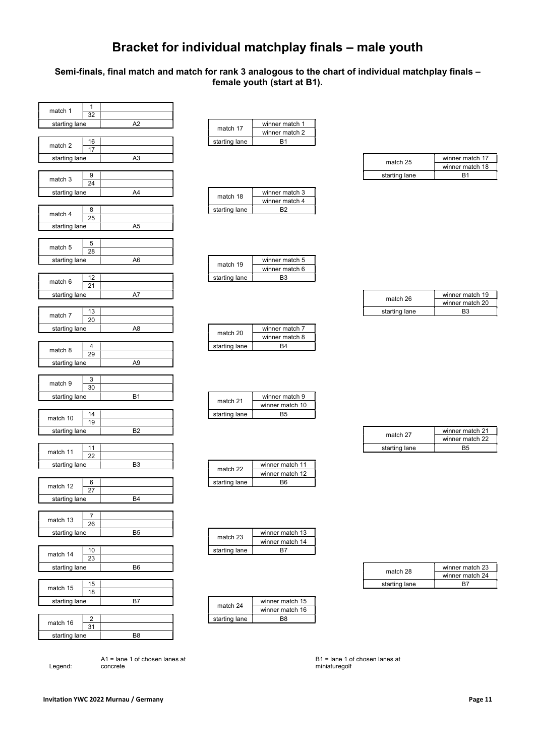# Bracket for individual matchplay finals – male youth

**Semi-finals, final match and match for rank 3 analogous to the chart of individual matchplay finals – female youth (start at B1).**

| Match | Seed | Player | Starting lane |
|---|---|---|---|
| match 1 | 1 | | A2 |
| | 32 | | |
| match 2 | 16 | | A3 |
| | 17 | | |
| match 3 | 9 | | A4 |
| | 24 | | |
| match 4 | 8 | | A5 |
| | 25 | | |
| match 5 | 5 | | A6 |
| | 28 | | |
| match 6 | 12 | | A7 |
| | 21 | | |
| match 7 | 13 | | A8 |
| | 20 | | |
| match 8 | 4 | | A9 |
| | 29 | | |
| match 9 | 3 | | B1 |
| | 30 | | |
| match 10 | 14 | | B2 |
| | 19 | | |
| match 11 | 11 | | B3 |
| | 22 | | |
| match 12 | 6 | | B4 |
| | 27 | | |
| match 13 | 7 | | B5 |
| | 26 | | |
| match 14 | 10 | | B6 |
| | 23 | | |
| match 15 | 15 | | B7 |
| | 18 | | |
| match 16 | 2 | | B8 |
| | 31 | | |

| Match | Players | Starting lane |
|---|---|---|
| match 17 | winner match 1 / winner match 2 | B1 |
| match 18 | winner match 3 / winner match 4 | B2 |
| match 19 | winner match 5 / winner match 6 | B3 |
| match 20 | winner match 7 / winner match 8 | B4 |
| match 21 | winner match 9 / winner match 10 | B5 |
| match 22 | winner match 11 / winner match 12 | B6 |
| match 23 | winner match 13 / winner match 14 | B7 |
| match 24 | winner match 15 / winner match 16 | B8 |

| Match | Players | Starting lane |
|---|---|---|
| match 25 | winner match 17 / winner match 18 | B1 |
| match 26 | winner match 19 / winner match 20 | B3 |
| match 27 | winner match 21 / winner match 22 | B5 |
| match 28 | winner match 23 / winner match 24 | B7 |

Legend: A1 = lane 1 of chosen lanes at concrete

B1 = lane 1 of chosen lanes at miniaturegolf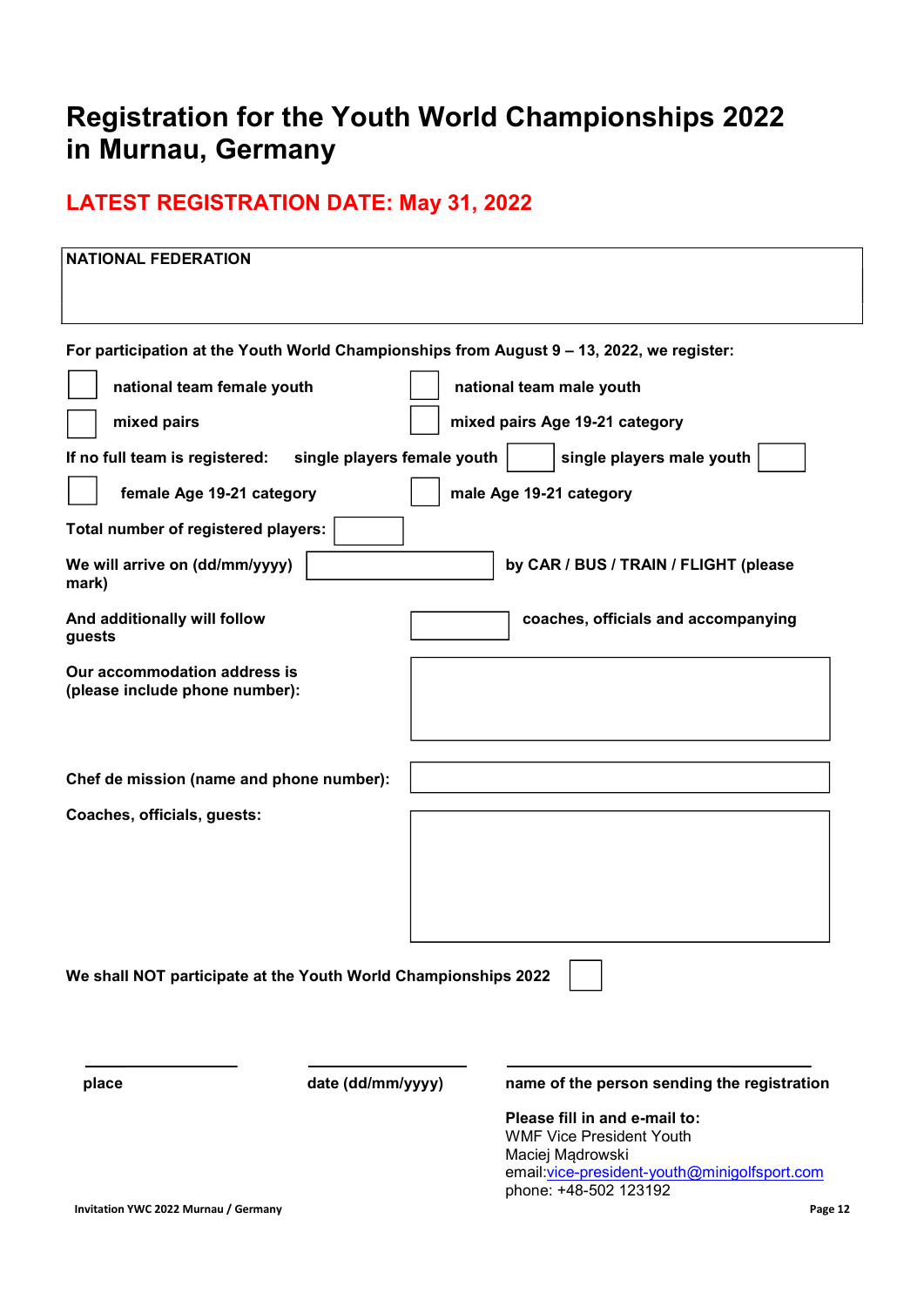# Registration for the Youth World Championships 2022 in Murnau, Germany

## LATEST REGISTRATION DATE: May 31, 2022

**NATIONAL FEDERATION**

**For participation at the Youth World Championships from August 9 – 13, 2022, we register:**

☐ **national team female youth** ☐ **national team male youth**

☐ **mixed pairs** ☐ **mixed pairs Age 19-21 category**

**If no full team is registered:** **single players female youth** ☐ **single players male youth** ☐

☐ **female Age 19-21 category** ☐ **male Age 19-21 category**

**Total number of registered players:** ☐

**We will arrive on (dd/mm/yyyy)** ________ **by CAR / BUS / TRAIN / FLIGHT (please mark)**

**And additionally will follow** ________ **coaches, officials and accompanying guests**

**Our accommodation address is (please include phone number):**

**Chef de mission (name and phone number):**

**Coaches, officials, guests:**

**We shall NOT participate at the Youth World Championships 2022** ☐

| ________ | ________ | ________ |
|---|---|---|
| **place** | **date (dd/mm/yyyy)** | **name of the person sending the registration** |

**Please fill in and e-mail to:**
WMF Vice President Youth
Maciej Mądrowski
email:vice-president-youth@minigolfsport.com
phone: +48-502 123192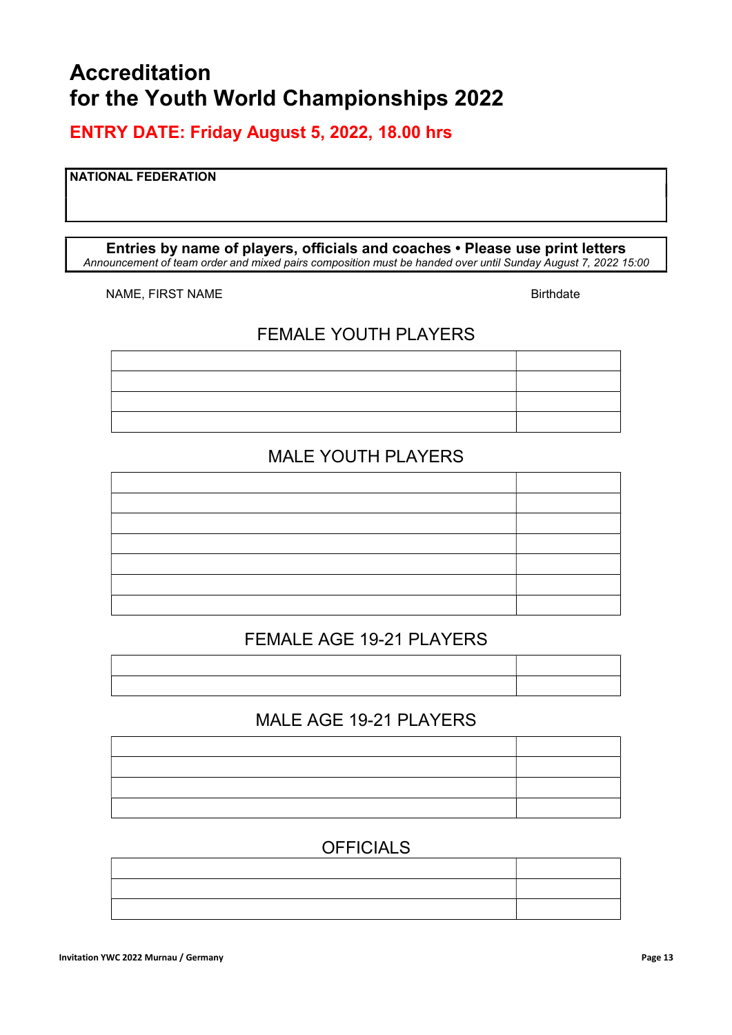# Accreditation
# for the Youth World Championships 2022

## ENTRY DATE: Friday August 5, 2022, 18.00 hrs

| NATIONAL FEDERATION |
|---|
| |

**Entries by name of players, officials and coaches • Please use print letters**
*Announcement of team order and mixed pairs composition must be handed over until Sunday August 7, 2022 15:00*

NAME, FIRST NAME — Birthdate

### FEMALE YOUTH PLAYERS

| NAME, FIRST NAME | Birthdate |
|---|---|
| | |
| | |
| | |
| | |

### MALE YOUTH PLAYERS

| NAME, FIRST NAME | Birthdate |
|---|---|
| | |
| | |
| | |
| | |
| | |
| | |
| | |

### FEMALE AGE 19-21 PLAYERS

| NAME, FIRST NAME | Birthdate |
|---|---|
| | |
| | |

### MALE AGE 19-21 PLAYERS

| NAME, FIRST NAME | Birthdate |
|---|---|
| | |
| | |
| | |
| | |

### OFFICIALS

| NAME, FIRST NAME | Birthdate |
|---|---|
| | |
| | |
| | |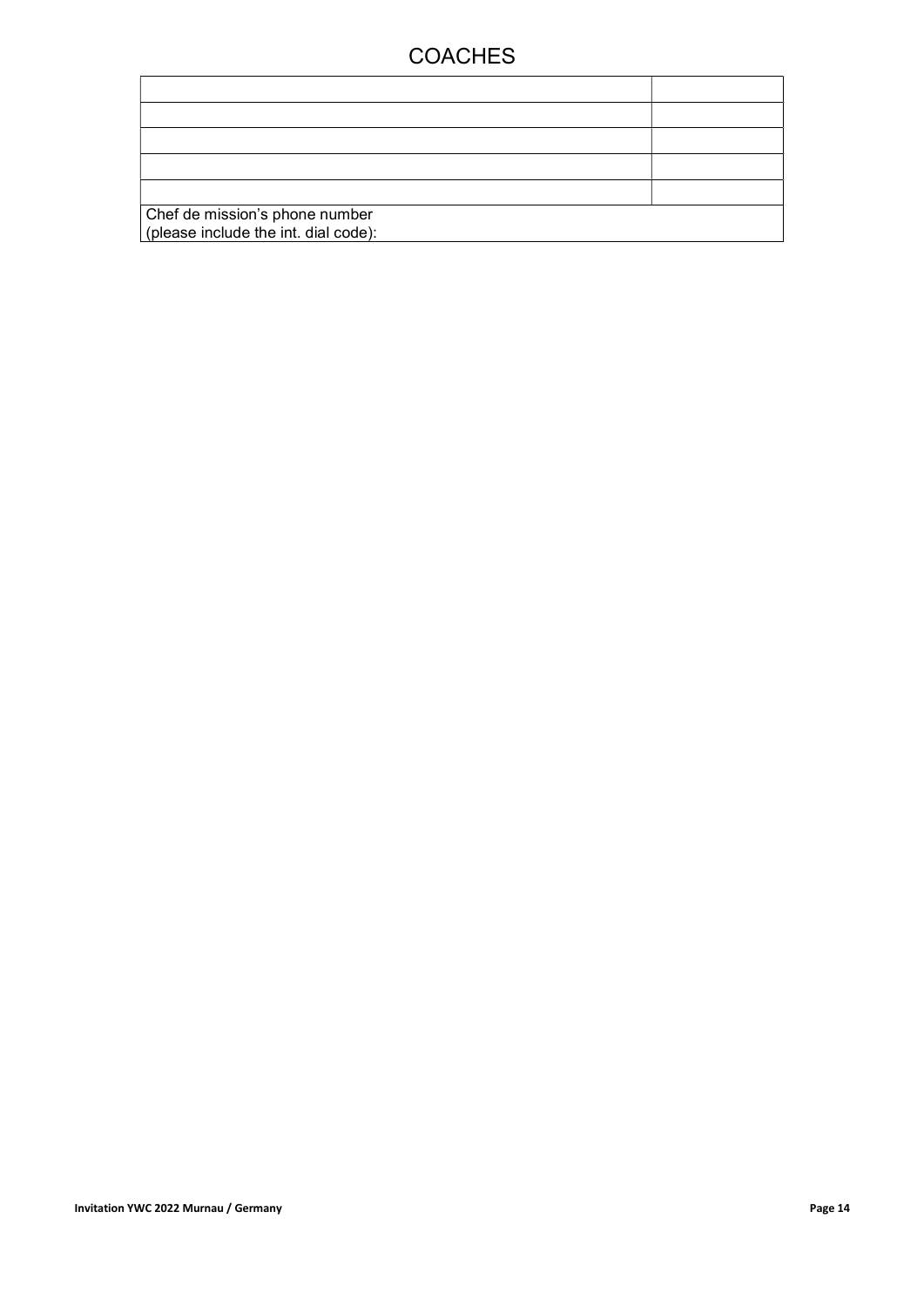# COACHES

| | |
|---|---|
| | |
| | |
| | |
| | |
| Chef de mission's phone number (please include the int. dial code): | |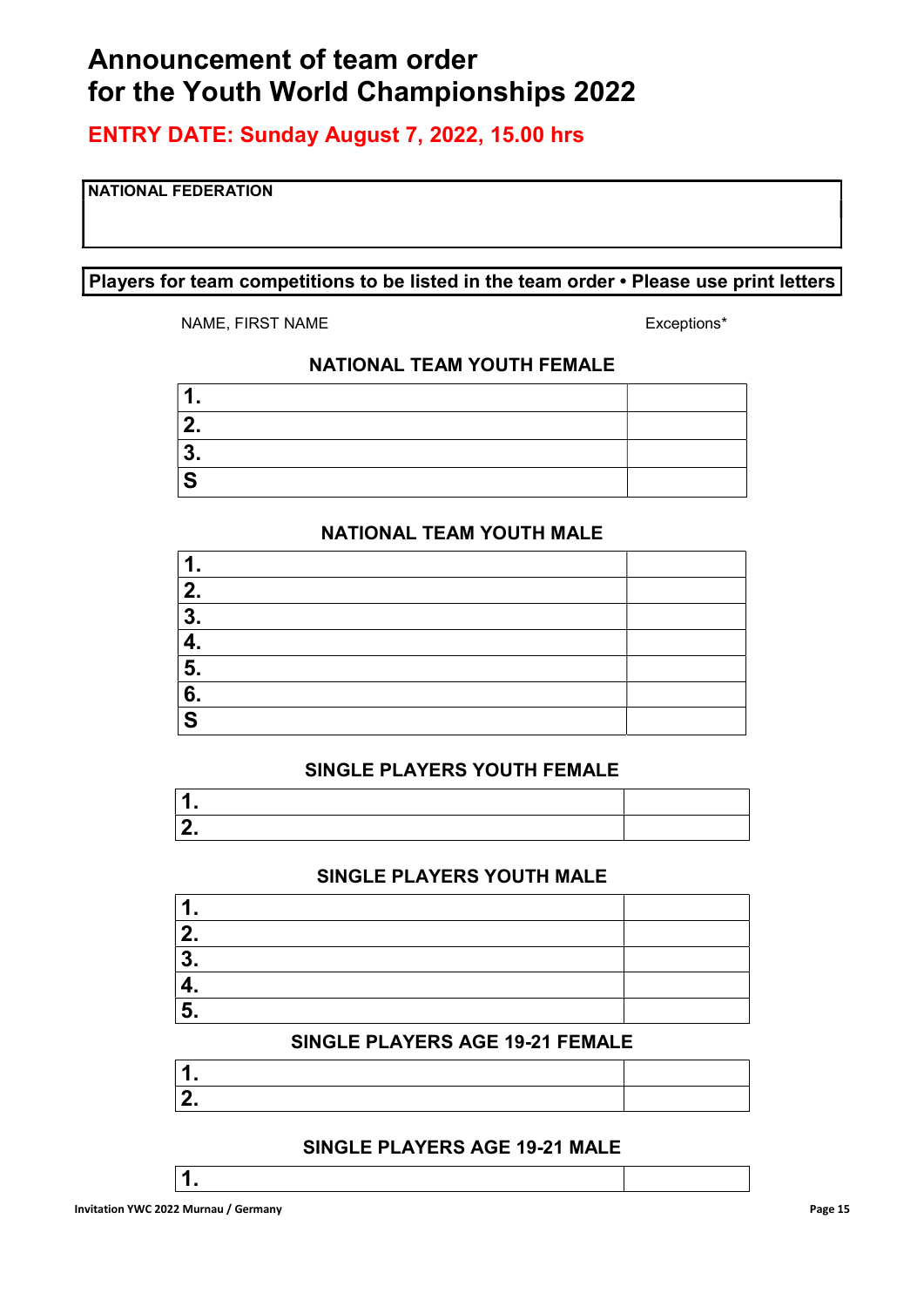# Announcement of team order for the Youth World Championships 2022

## ENTRY DATE: Sunday August 7, 2022, 15.00 hrs

| NATIONAL FEDERATION |
|---|
| |

**Players for team competitions to be listed in the team order • Please use print letters**

NAME, FIRST NAME Exceptions*

### NATIONAL TEAM YOUTH FEMALE

| | |
|---|---|
| **1.** | |
| **2.** | |
| **3.** | |
| **S** | |

### NATIONAL TEAM YOUTH MALE

| | |
|---|---|
| **1.** | |
| **2.** | |
| **3.** | |
| **4.** | |
| **5.** | |
| **6.** | |
| **S** | |

### SINGLE PLAYERS YOUTH FEMALE

| | |
|---|---|
| **1.** | |
| **2.** | |

### SINGLE PLAYERS YOUTH MALE

| | |
|---|---|
| **1.** | |
| **2.** | |
| **3.** | |
| **4.** | |
| **5.** | |

### SINGLE PLAYERS AGE 19-21 FEMALE

| | |
|---|---|
| **1.** | |
| **2.** | |

### SINGLE PLAYERS AGE 19-21 MALE

| | |
|---|---|
| **1.** | |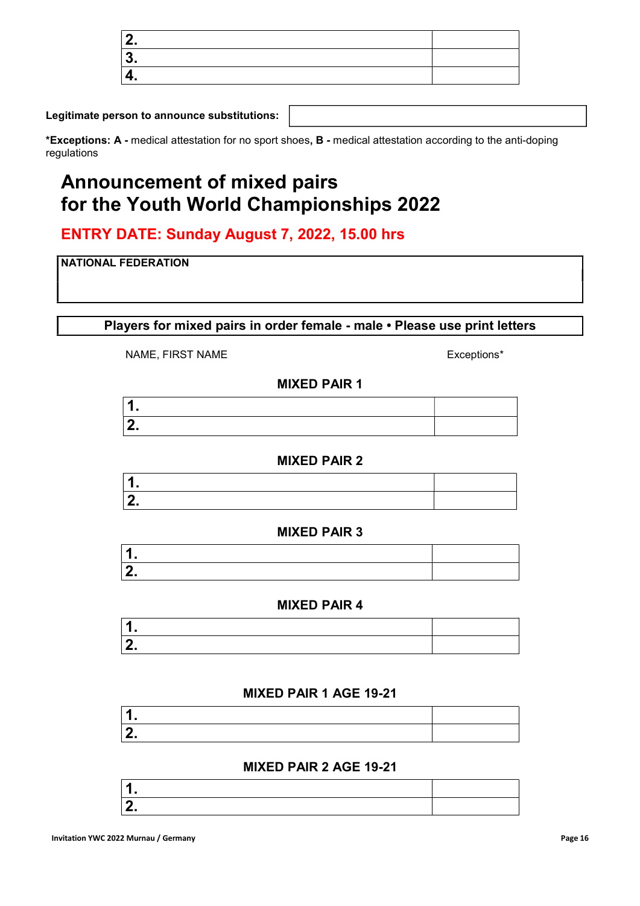| | |
|---|---|
| 2. | |
| 3. | |
| 4. | |

**Legitimate person to announce substitutions:**

| |
|---|
| |

***Exceptions: A -** medical attestation for no sport shoes**, B -** medical attestation according to the anti-doping regulations

# Announcement of mixed pairs for the Youth World Championships 2022

## ENTRY DATE: Sunday August 7, 2022, 15.00 hrs

| NATIONAL FEDERATION |
|---|
| |

**Players for mixed pairs in order female - male • Please use print letters**

NAME, FIRST NAME | Exceptions*

**MIXED PAIR 1**

| | |
|---|---|
| 1. | |
| 2. | |

**MIXED PAIR 2**

| | |
|---|---|
| 1. | |
| 2. | |

**MIXED PAIR 3**

| | |
|---|---|
| 1. | |
| 2. | |

**MIXED PAIR 4**

| | |
|---|---|
| 1. | |
| 2. | |

**MIXED PAIR 1 AGE 19-21**

| | |
|---|---|
| 1. | |
| 2. | |

**MIXED PAIR 2 AGE 19-21**

| | |
|---|---|
| 1. | |
| 2. | |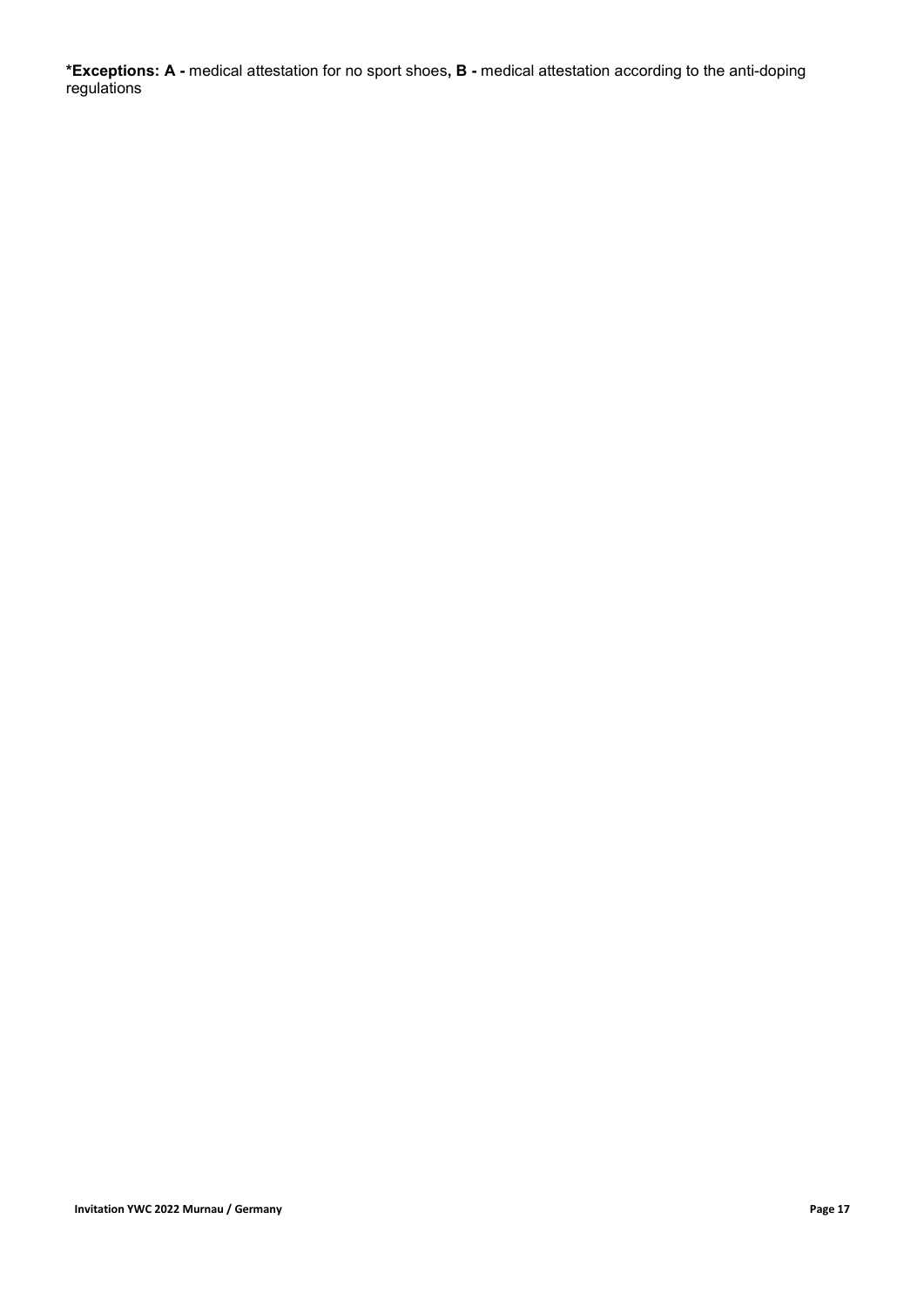**\*Exceptions: A -** medical attestation for no sport shoes**, B -** medical attestation according to the anti-doping regulations